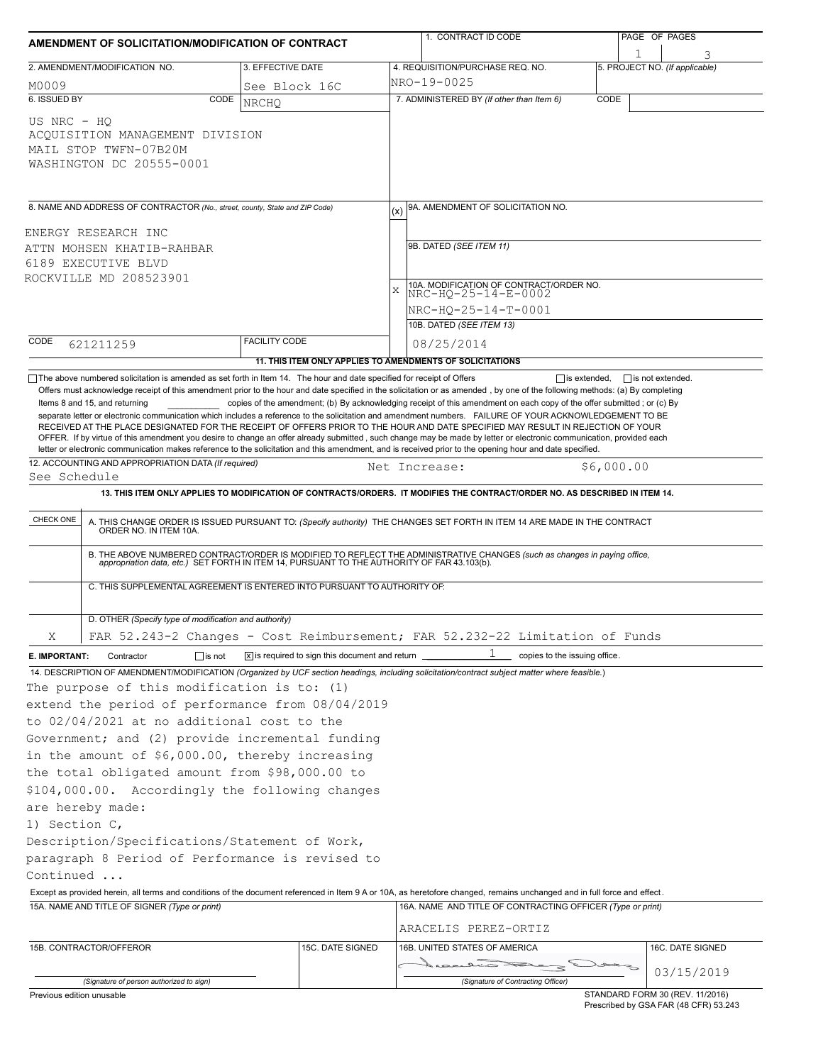# AMENDMENT OF SOLICITATION/MODIFICATION OF CONTRACT

| 1. CONTRACT ID CODE | PAGE OF PAGES |
| --- | --- |
| | 1 3 |

| 2. AMENDMENT/MODIFICATION NO. | 3. EFFECTIVE DATE | 4. REQUISITION/PURCHASE REQ. NO. | 5. PROJECT NO. (If applicable) |
| --- | --- | --- | --- |
| M0009 | See Block 16C | NRO-19-0025 | |

| 6. ISSUED BY CODE NRCHQ | 7. ADMINISTERED BY (If other than Item 6) CODE |
| --- | --- |
| US NRC - HQ<br>ACQUISITION MANAGEMENT DIVISION<br>MAIL STOP TWFN-07B20M<br>WASHINGTON DC 20555-0001 | |

**8. NAME AND ADDRESS OF CONTRACTOR** (No., street, county, State and ZIP Code)

ENERGY RESEARCH INC
ATTN MOHSEN KHATIB-RAHBAR
6189 EXECUTIVE BLVD
ROCKVILLE MD 208523901

CODE 621211259 FACILITY CODE

| (x) | |
| --- | --- |
| | 9A. AMENDMENT OF SOLICITATION NO. |
| | 9B. DATED (SEE ITEM 11) |
| X | 10A. MODIFICATION OF CONTRACT/ORDER NO.<br>NRC-HQ-25-14-E-0002<br>NRC-HQ-25-14-T-0001 |
| | 10B. DATED (SEE ITEM 13)<br>08/25/2014 |

**11. THIS ITEM ONLY APPLIES TO AMENDMENTS OF SOLICITATIONS**

☐ The above numbered solicitation is amended as set forth in Item 14. The hour and date specified for receipt of Offers ☐ is extended, ☐ is not extended.
Offers must acknowledge receipt of this amendment prior to the hour and date specified in the solicitation or as amended, by one of the following methods: (a) By completing Items 8 and 15, and returning \_\_\_\_\_\_\_\_\_\_ copies of the amendment; (b) By acknowledging receipt of this amendment on each copy of the offer submitted ; or (c) By separate letter or electronic communication which includes a reference to the solicitation and amendment numbers. FAILURE OF YOUR ACKNOWLEDGEMENT TO BE RECEIVED AT THE PLACE DESIGNATED FOR THE RECEIPT OF OFFERS PRIOR TO THE HOUR AND DATE SPECIFIED MAY RESULT IN REJECTION OF YOUR OFFER. If by virtue of this amendment you desire to change an offer already submitted , such change may be made by letter or electronic communication, provided each letter or electronic communication makes reference to the solicitation and this amendment, and is received prior to the opening hour and date specified.

**12. ACCOUNTING AND APPROPRIATION DATA** (If required)
See Schedule    Net Increase:    $6,000.00

**13. THIS ITEM ONLY APPLIES TO MODIFICATION OF CONTRACTS/ORDERS. IT MODIFIES THE CONTRACT/ORDER NO. AS DESCRIBED IN ITEM 14.**

| CHECK ONE | |
| --- | --- |
| | A. THIS CHANGE ORDER IS ISSUED PURSUANT TO: (Specify authority) THE CHANGES SET FORTH IN ITEM 14 ARE MADE IN THE CONTRACT ORDER NO. IN ITEM 10A. |
| | B. THE ABOVE NUMBERED CONTRACT/ORDER IS MODIFIED TO REFLECT THE ADMINISTRATIVE CHANGES (such as changes in paying office, appropriation data, etc.) SET FORTH IN ITEM 14, PURSUANT TO THE AUTHORITY OF FAR 43.103(b). |
| | C. THIS SUPPLEMENTAL AGREEMENT IS ENTERED INTO PURSUANT TO AUTHORITY OF: |
| X | D. OTHER (Specify type of modification and authority)<br>FAR 52.243-2 Changes - Cost Reimbursement; FAR 52.232-22 Limitation of Funds |

**E. IMPORTANT:** Contractor ☐ is not ☒ is required to sign this document and return 1 copies to the issuing office.

**14. DESCRIPTION OF AMENDMENT/MODIFICATION** (Organized by UCF section headings, including solicitation/contract subject matter where feasible.)

The purpose of this modification is to: (1) extend the period of performance from 08/04/2019 to 02/04/2021 at no additional cost to the Government; and (2) provide incremental funding in the amount of $6,000.00, thereby increasing the total obligated amount from $98,000.00 to $104,000.00. Accordingly the following changes are hereby made:
1) Section C, Description/Specifications/Statement of Work, paragraph 8 Period of Performance is revised to
Continued ...

Except as provided herein, all terms and conditions of the document referenced in Item 9 A or 10A, as heretofore changed, remains unchanged and in full force and effect.

| 15A. NAME AND TITLE OF SIGNER (Type or print) | | 16A. NAME AND TITLE OF CONTRACTING OFFICER (Type or print) | |
| --- | --- | --- | --- |
| | | ARACELIS PEREZ-ORTIZ | |
| 15B. CONTRACTOR/OFFEROR | 15C. DATE SIGNED | 16B. UNITED STATES OF AMERICA | 16C. DATE SIGNED |
| (Signature of person authorized to sign) | | [signature] (Signature of Contracting Officer) | 03/15/2019 |

Previous edition unusable    STANDARD FORM 30 (REV. 11/2016)
Prescribed by GSA FAR (48 CFR) 53.243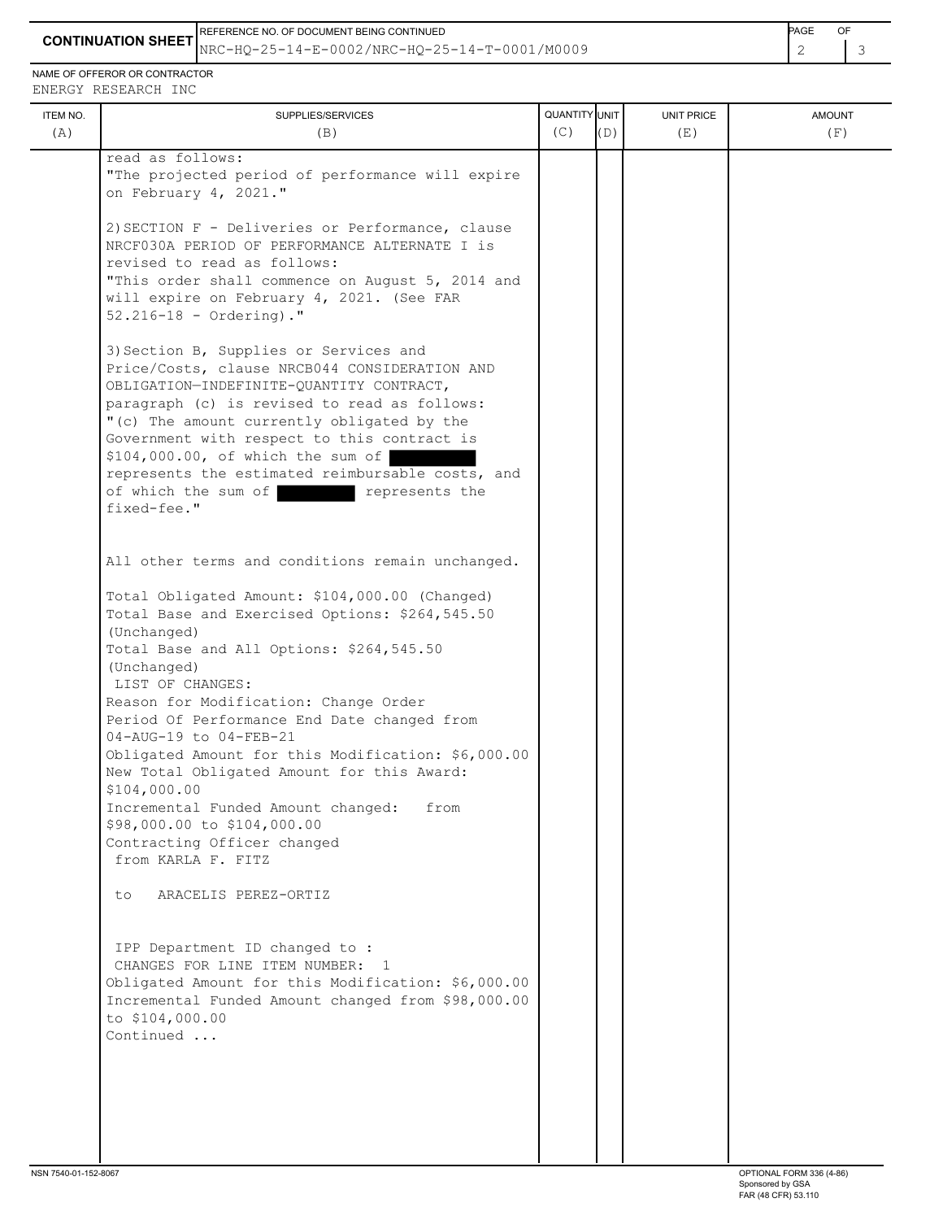**CONTINUATION SHEET**

REFERENCE NO. OF DOCUMENT BEING CONTINUED: NRC-HQ-25-14-E-0002/NRC-HQ-25-14-T-0001/M0009

NAME OF OFFEROR OR CONTRACTOR: ENERGY RESEARCH INC

| ITEM NO. (A) | SUPPLIES/SERVICES (B) | QUANTITY (C) | UNIT (D) | UNIT PRICE (E) | AMOUNT (F) |
|---|---|---|---|---|---|
| | read as follows:<br>"The projected period of performance will expire on February 4, 2021."<br><br>2) SECTION F - Deliveries or Performance, clause NRCF030A PERIOD OF PERFORMANCE ALTERNATE I is revised to read as follows:<br>"This order shall commence on August 5, 2014 and will expire on February 4, 2021. (See FAR 52.216-18 - Ordering)."<br><br>3) Section B, Supplies or Services and Price/Costs, clause NRCB044 CONSIDERATION AND OBLIGATION—INDEFINITE-QUANTITY CONTRACT, paragraph (c) is revised to read as follows:<br>"(c) The amount currently obligated by the Government with respect to this contract is $104,000.00, of which the sum of [REDACTED] represents the estimated reimbursable costs, and of which the sum of [REDACTED] represents the fixed-fee."<br><br>All other terms and conditions remain unchanged.<br><br>Total Obligated Amount: $104,000.00 (Changed)<br>Total Base and Exercised Options: $264,545.50 (Unchanged)<br>Total Base and All Options: $264,545.50 (Unchanged)<br>LIST OF CHANGES:<br>Reason for Modification: Change Order<br>Period Of Performance End Date changed from 04-AUG-19 to 04-FEB-21<br>Obligated Amount for this Modification: $6,000.00<br>New Total Obligated Amount for this Award: $104,000.00<br>Incremental Funded Amount changed: from $98,000.00 to $104,000.00<br>Contracting Officer changed from KARLA F. FITZ<br><br>to ARACELIS PEREZ-ORTIZ<br><br>IPP Department ID changed to :<br>CHANGES FOR LINE ITEM NUMBER: 1<br>Obligated Amount for this Modification: $6,000.00<br>Incremental Funded Amount changed from $98,000.00 to $104,000.00<br>Continued ... | | | | |

NSN 7540-01-152-8067

OPTIONAL FORM 336 (4-86)
Sponsored by GSA
FAR (48 CFR) 53.110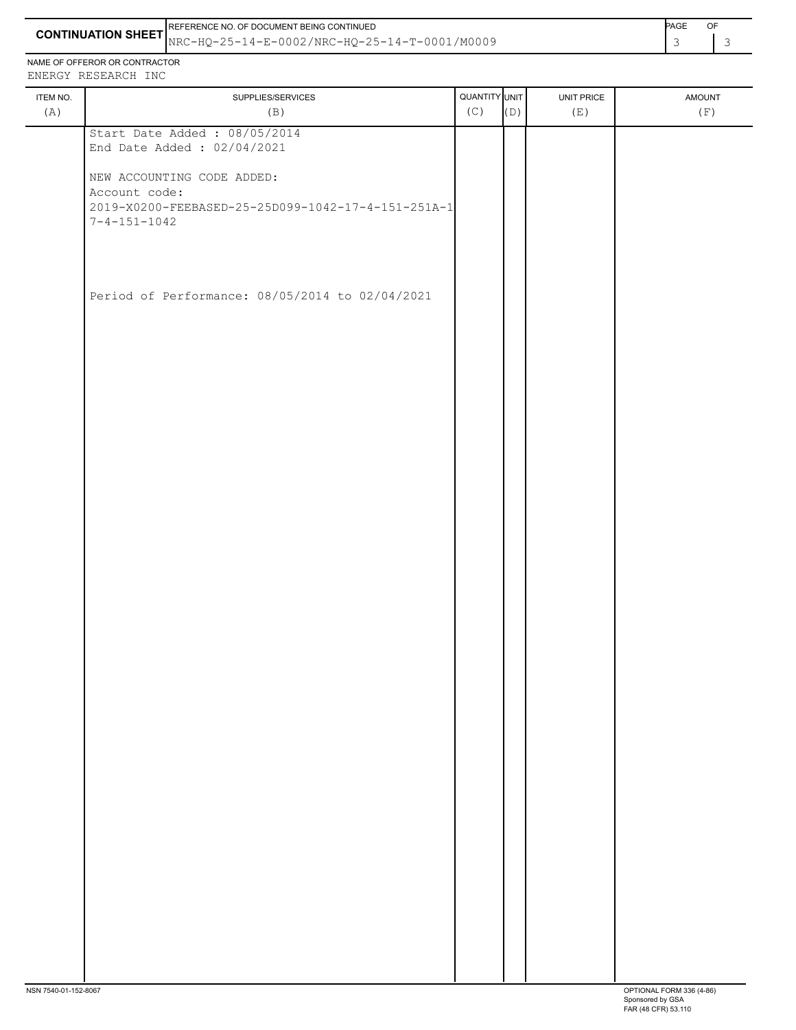**CONTINUATION SHEET**

REFERENCE NO. OF DOCUMENT BEING CONTINUED
NRC-HQ-25-14-E-0002/NRC-HQ-25-14-T-0001/M0009

NAME OF OFFEROR OR CONTRACTOR
ENERGY RESEARCH INC

| ITEM NO. (A) | SUPPLIES/SERVICES (B) | QUANTITY (C) | UNIT (D) | UNIT PRICE (E) | AMOUNT (F) |
|---|---|---|---|---|---|
| | Start Date Added : 08/05/2014<br>End Date Added : 02/04/2021<br><br>NEW ACCOUNTING CODE ADDED:<br>Account code:<br>2019-X0200-FEEBASED-25-25D099-1042-17-4-151-251A-17-4-151-1042<br><br>Period of Performance: 08/05/2014 to 02/04/2021 | | | | |

NSN 7540-01-152-8067

OPTIONAL FORM 336 (4-86)
Sponsored by GSA
FAR (48 CFR) 53.110